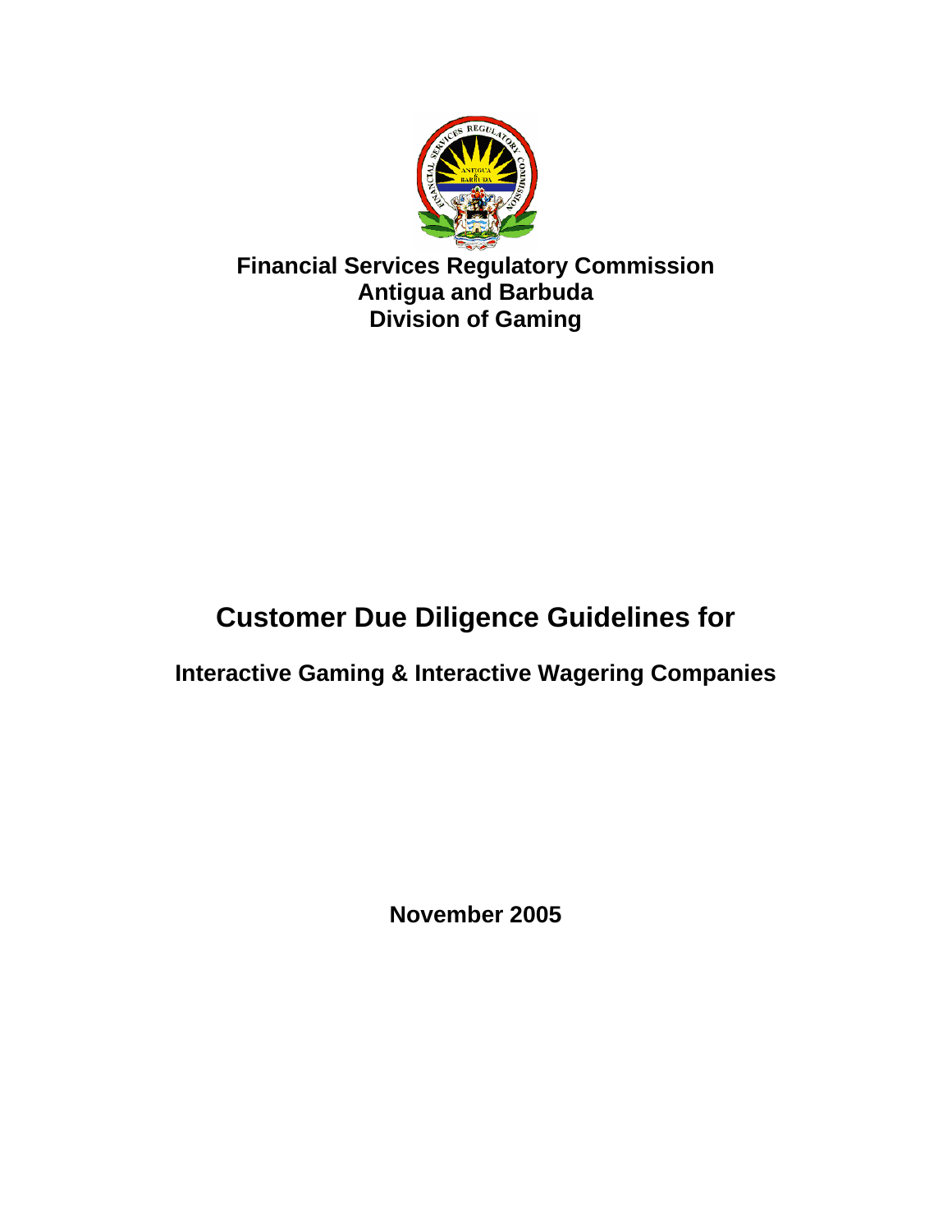**Financial Services Regulatory Commission**
**Antigua and Barbuda**
**Division of Gaming**

# Customer Due Diligence Guidelines for

## Interactive Gaming & Interactive Wagering Companies

**November 2005**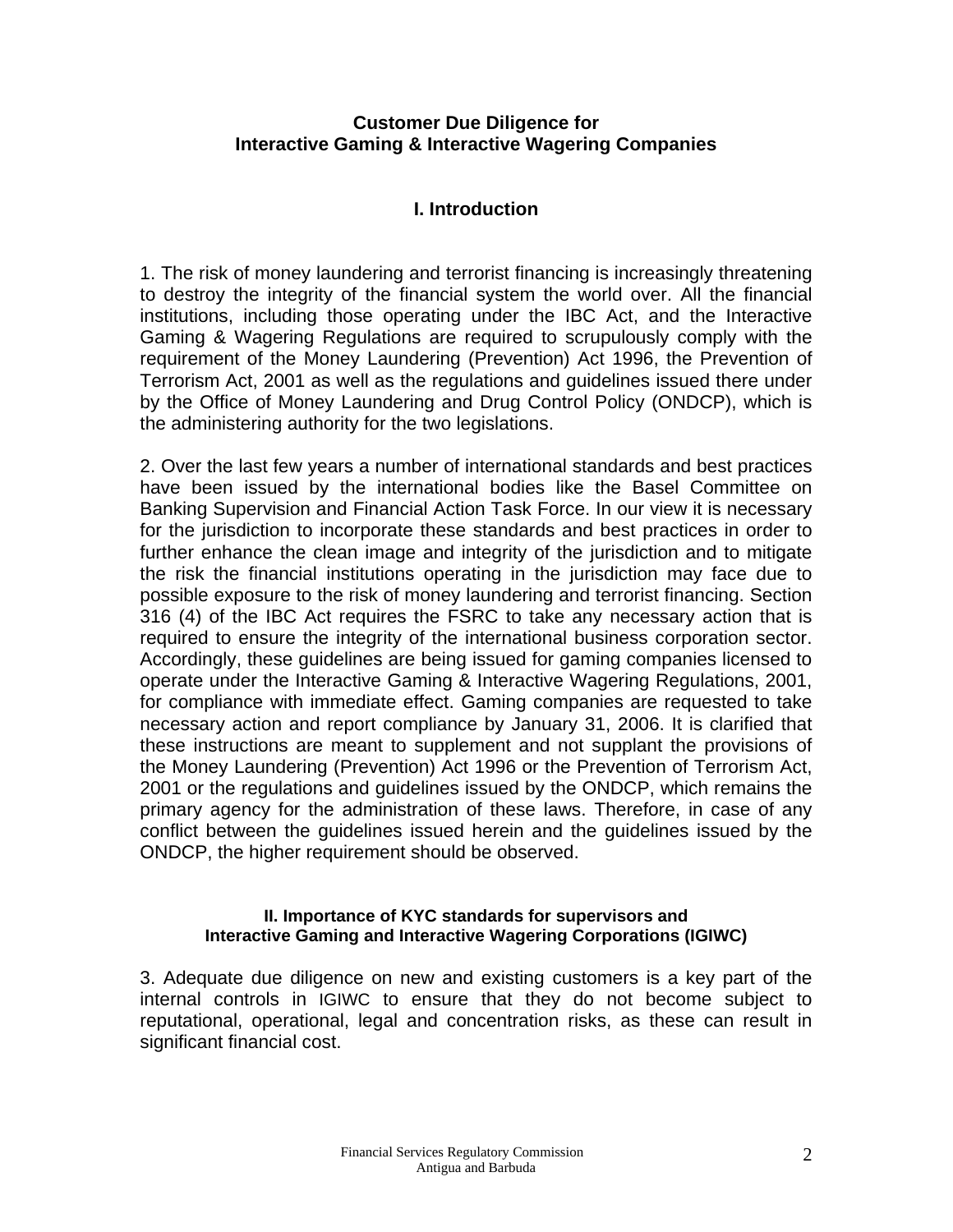## Customer Due Diligence for Interactive Gaming & Interactive Wagering Companies

### I. Introduction

1. The risk of money laundering and terrorist financing is increasingly threatening to destroy the integrity of the financial system the world over. All the financial institutions, including those operating under the IBC Act, and the Interactive Gaming & Wagering Regulations are required to scrupulously comply with the requirement of the Money Laundering (Prevention) Act 1996, the Prevention of Terrorism Act, 2001 as well as the regulations and guidelines issued there under by the Office of Money Laundering and Drug Control Policy (ONDCP), which is the administering authority for the two legislations.

2. Over the last few years a number of international standards and best practices have been issued by the international bodies like the Basel Committee on Banking Supervision and Financial Action Task Force. In our view it is necessary for the jurisdiction to incorporate these standards and best practices in order to further enhance the clean image and integrity of the jurisdiction and to mitigate the risk the financial institutions operating in the jurisdiction may face due to possible exposure to the risk of money laundering and terrorist financing. Section 316 (4) of the IBC Act requires the FSRC to take any necessary action that is required to ensure the integrity of the international business corporation sector. Accordingly, these guidelines are being issued for gaming companies licensed to operate under the Interactive Gaming & Interactive Wagering Regulations, 2001, for compliance with immediate effect. Gaming companies are requested to take necessary action and report compliance by January 31, 2006. It is clarified that these instructions are meant to supplement and not supplant the provisions of the Money Laundering (Prevention) Act 1996 or the Prevention of Terrorism Act, 2001 or the regulations and guidelines issued by the ONDCP, which remains the primary agency for the administration of these laws. Therefore, in case of any conflict between the guidelines issued herein and the guidelines issued by the ONDCP, the higher requirement should be observed.

#### II. Importance of KYC standards for supervisors and Interactive Gaming and Interactive Wagering Corporations (IGIWC)

3. Adequate due diligence on new and existing customers is a key part of the internal controls in IGIWC to ensure that they do not become subject to reputational, operational, legal and concentration risks, as these can result in significant financial cost.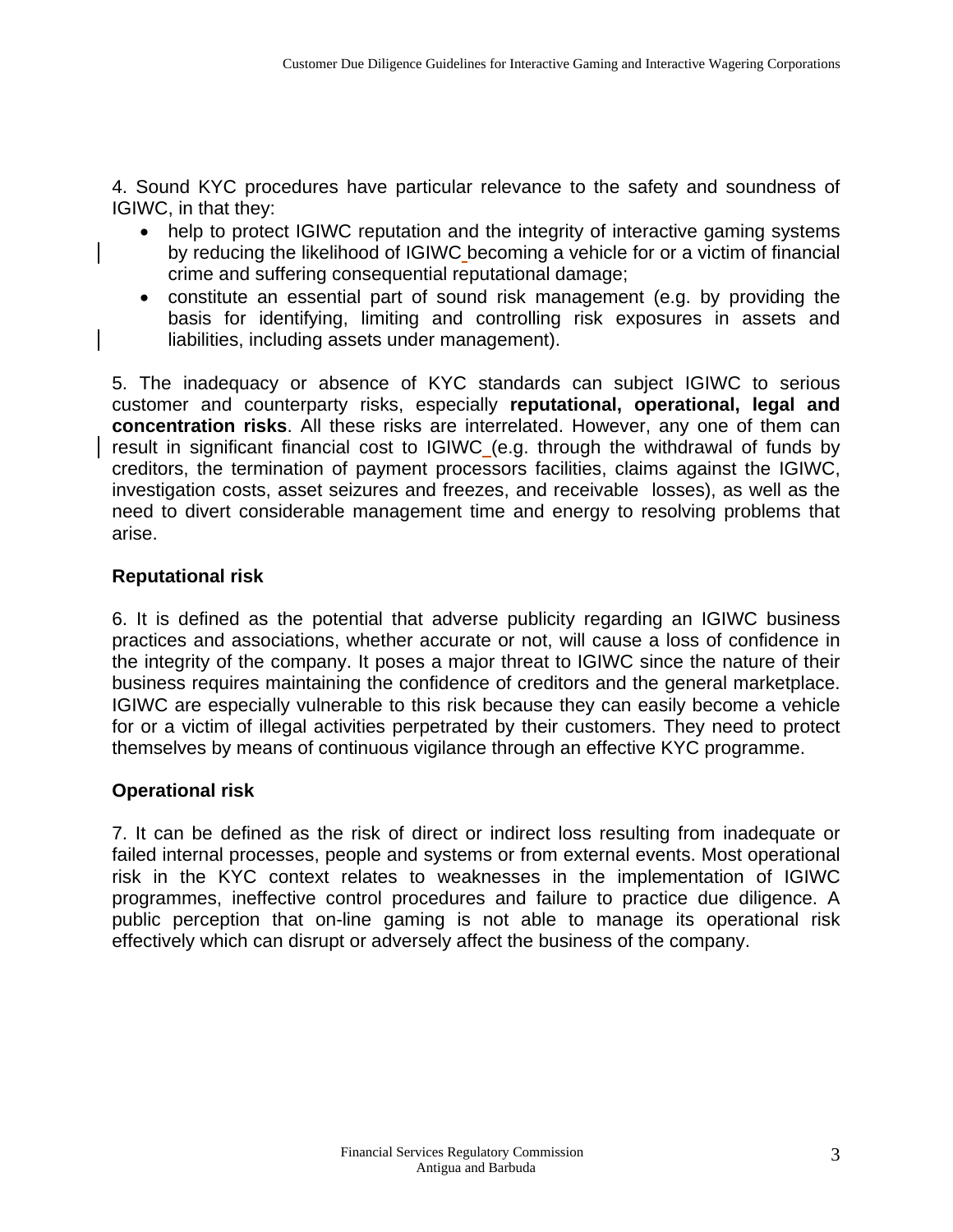4. Sound KYC procedures have particular relevance to the safety and soundness of IGIWC, in that they:

- help to protect IGIWC reputation and the integrity of interactive gaming systems by reducing the likelihood of IGIWC becoming a vehicle for or a victim of financial crime and suffering consequential reputational damage;
- constitute an essential part of sound risk management (e.g. by providing the basis for identifying, limiting and controlling risk exposures in assets and liabilities, including assets under management).

5. The inadequacy or absence of KYC standards can subject IGIWC to serious customer and counterparty risks, especially **reputational, operational, legal and concentration risks**. All these risks are interrelated. However, any one of them can result in significant financial cost to IGIWC (e.g. through the withdrawal of funds by creditors, the termination of payment processors facilities, claims against the IGIWC, investigation costs, asset seizures and freezes, and receivable losses), as well as the need to divert considerable management time and energy to resolving problems that arise.

**Reputational risk**

6. It is defined as the potential that adverse publicity regarding an IGIWC business practices and associations, whether accurate or not, will cause a loss of confidence in the integrity of the company. It poses a major threat to IGIWC since the nature of their business requires maintaining the confidence of creditors and the general marketplace. IGIWC are especially vulnerable to this risk because they can easily become a vehicle for or a victim of illegal activities perpetrated by their customers. They need to protect themselves by means of continuous vigilance through an effective KYC programme.

**Operational risk**

7. It can be defined as the risk of direct or indirect loss resulting from inadequate or failed internal processes, people and systems or from external events. Most operational risk in the KYC context relates to weaknesses in the implementation of IGIWC programmes, ineffective control procedures and failure to practice due diligence. A public perception that on-line gaming is not able to manage its operational risk effectively which can disrupt or adversely affect the business of the company.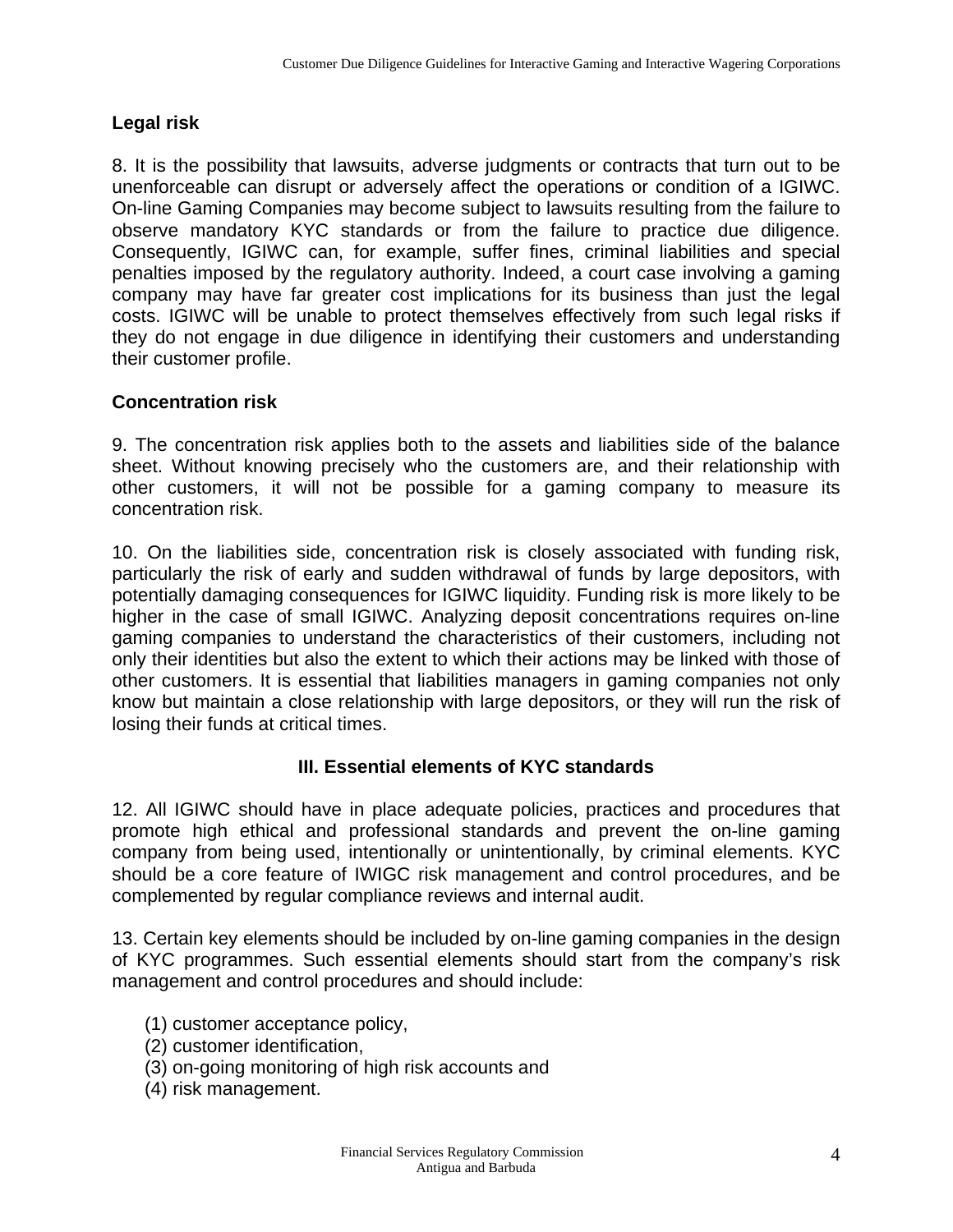## Legal risk

8. It is the possibility that lawsuits, adverse judgments or contracts that turn out to be unenforceable can disrupt or adversely affect the operations or condition of a IGIWC. On-line Gaming Companies may become subject to lawsuits resulting from the failure to observe mandatory KYC standards or from the failure to practice due diligence. Consequently, IGIWC can, for example, suffer fines, criminal liabilities and special penalties imposed by the regulatory authority. Indeed, a court case involving a gaming company may have far greater cost implications for its business than just the legal costs. IGIWC will be unable to protect themselves effectively from such legal risks if they do not engage in due diligence in identifying their customers and understanding their customer profile.

## Concentration risk

9. The concentration risk applies both to the assets and liabilities side of the balance sheet. Without knowing precisely who the customers are, and their relationship with other customers, it will not be possible for a gaming company to measure its concentration risk.

10. On the liabilities side, concentration risk is closely associated with funding risk, particularly the risk of early and sudden withdrawal of funds by large depositors, with potentially damaging consequences for IGIWC liquidity. Funding risk is more likely to be higher in the case of small IGIWC. Analyzing deposit concentrations requires on-line gaming companies to understand the characteristics of their customers, including not only their identities but also the extent to which their actions may be linked with those of other customers. It is essential that liabilities managers in gaming companies not only know but maintain a close relationship with large depositors, or they will run the risk of losing their funds at critical times.

## III. Essential elements of KYC standards

12. All IGIWC should have in place adequate policies, practices and procedures that promote high ethical and professional standards and prevent the on-line gaming company from being used, intentionally or unintentionally, by criminal elements. KYC should be a core feature of IWIGC risk management and control procedures, and be complemented by regular compliance reviews and internal audit.

13. Certain key elements should be included by on-line gaming companies in the design of KYC programmes. Such essential elements should start from the company's risk management and control procedures and should include:

(1) customer acceptance policy,
(2) customer identification,
(3) on-going monitoring of high risk accounts and
(4) risk management.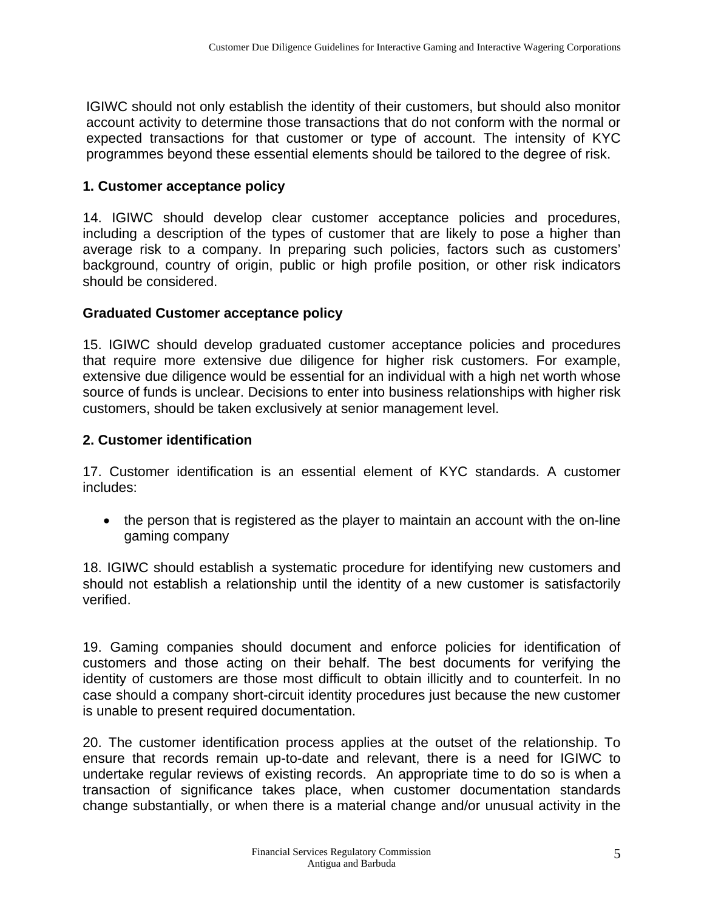IGIWC should not only establish the identity of their customers, but should also monitor account activity to determine those transactions that do not conform with the normal or expected transactions for that customer or type of account. The intensity of KYC programmes beyond these essential elements should be tailored to the degree of risk.

**1. Customer acceptance policy**

14. IGIWC should develop clear customer acceptance policies and procedures, including a description of the types of customer that are likely to pose a higher than average risk to a company. In preparing such policies, factors such as customers' background, country of origin, public or high profile position, or other risk indicators should be considered.

**Graduated Customer acceptance policy**

15. IGIWC should develop graduated customer acceptance policies and procedures that require more extensive due diligence for higher risk customers. For example, extensive due diligence would be essential for an individual with a high net worth whose source of funds is unclear. Decisions to enter into business relationships with higher risk customers, should be taken exclusively at senior management level.

**2. Customer identification**

17. Customer identification is an essential element of KYC standards. A customer includes:

- the person that is registered as the player to maintain an account with the on-line gaming company

18. IGIWC should establish a systematic procedure for identifying new customers and should not establish a relationship until the identity of a new customer is satisfactorily verified.

19. Gaming companies should document and enforce policies for identification of customers and those acting on their behalf. The best documents for verifying the identity of customers are those most difficult to obtain illicitly and to counterfeit. In no case should a company short-circuit identity procedures just because the new customer is unable to present required documentation.

20. The customer identification process applies at the outset of the relationship. To ensure that records remain up-to-date and relevant, there is a need for IGIWC to undertake regular reviews of existing records. An appropriate time to do so is when a transaction of significance takes place, when customer documentation standards change substantially, or when there is a material change and/or unusual activity in the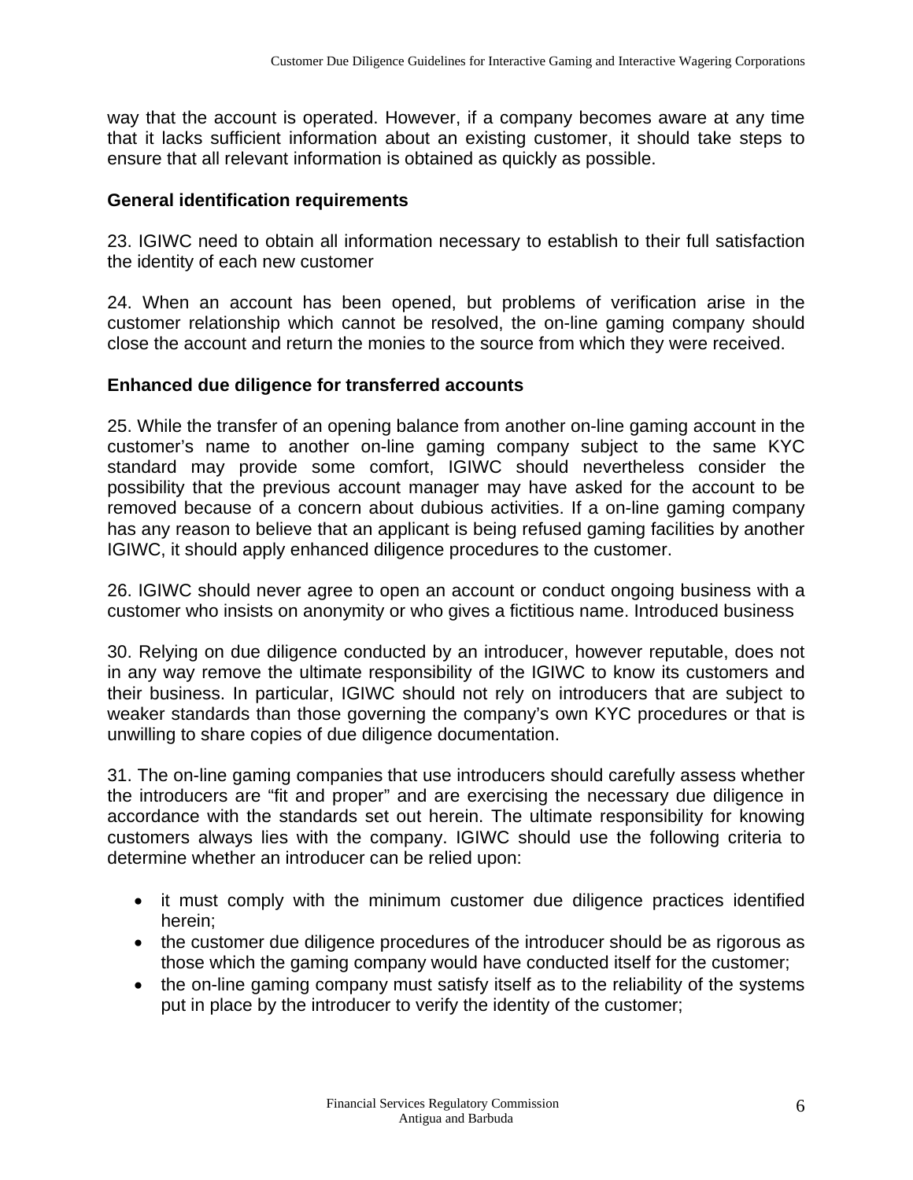way that the account is operated. However, if a company becomes aware at any time that it lacks sufficient information about an existing customer, it should take steps to ensure that all relevant information is obtained as quickly as possible.

### General identification requirements

23. IGIWC need to obtain all information necessary to establish to their full satisfaction the identity of each new customer

24. When an account has been opened, but problems of verification arise in the customer relationship which cannot be resolved, the on-line gaming company should close the account and return the monies to the source from which they were received.

### Enhanced due diligence for transferred accounts

25. While the transfer of an opening balance from another on-line gaming account in the customer's name to another on-line gaming company subject to the same KYC standard may provide some comfort, IGIWC should nevertheless consider the possibility that the previous account manager may have asked for the account to be removed because of a concern about dubious activities. If a on-line gaming company has any reason to believe that an applicant is being refused gaming facilities by another IGIWC, it should apply enhanced diligence procedures to the customer.

26. IGIWC should never agree to open an account or conduct ongoing business with a customer who insists on anonymity or who gives a fictitious name. Introduced business

30. Relying on due diligence conducted by an introducer, however reputable, does not in any way remove the ultimate responsibility of the IGIWC to know its customers and their business. In particular, IGIWC should not rely on introducers that are subject to weaker standards than those governing the company's own KYC procedures or that is unwilling to share copies of due diligence documentation.

31. The on-line gaming companies that use introducers should carefully assess whether the introducers are "fit and proper" and are exercising the necessary due diligence in accordance with the standards set out herein. The ultimate responsibility for knowing customers always lies with the company. IGIWC should use the following criteria to determine whether an introducer can be relied upon:

- it must comply with the minimum customer due diligence practices identified herein;
- the customer due diligence procedures of the introducer should be as rigorous as those which the gaming company would have conducted itself for the customer;
- the on-line gaming company must satisfy itself as to the reliability of the systems put in place by the introducer to verify the identity of the customer;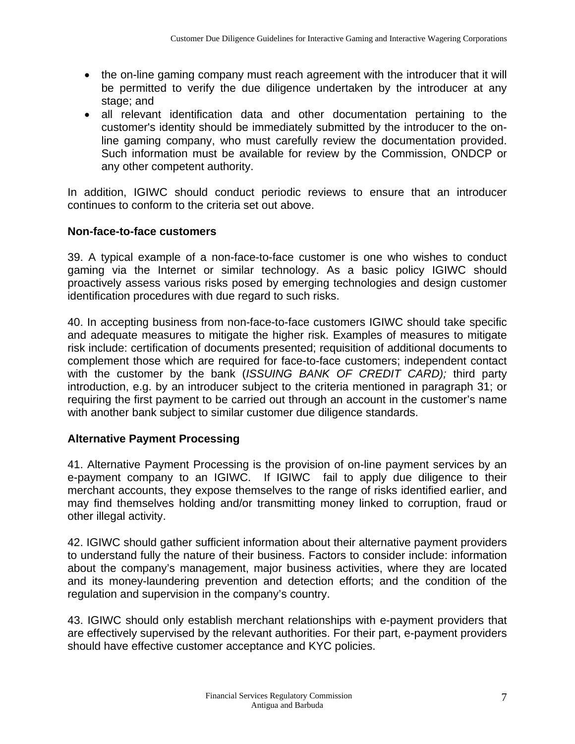- the on-line gaming company must reach agreement with the introducer that it will be permitted to verify the due diligence undertaken by the introducer at any stage; and
- all relevant identification data and other documentation pertaining to the customer's identity should be immediately submitted by the introducer to the on-line gaming company, who must carefully review the documentation provided. Such information must be available for review by the Commission, ONDCP or any other competent authority.

In addition, IGIWC should conduct periodic reviews to ensure that an introducer continues to conform to the criteria set out above.

**Non-face-to-face customers**

39. A typical example of a non-face-to-face customer is one who wishes to conduct gaming via the Internet or similar technology. As a basic policy IGIWC should proactively assess various risks posed by emerging technologies and design customer identification procedures with due regard to such risks.

40. In accepting business from non-face-to-face customers IGIWC should take specific and adequate measures to mitigate the higher risk. Examples of measures to mitigate risk include: certification of documents presented; requisition of additional documents to complement those which are required for face-to-face customers; independent contact with the customer by the bank (*ISSUING BANK OF CREDIT CARD);* third party introduction, e.g. by an introducer subject to the criteria mentioned in paragraph 31; or requiring the first payment to be carried out through an account in the customer's name with another bank subject to similar customer due diligence standards.

**Alternative Payment Processing**

41. Alternative Payment Processing is the provision of on-line payment services by an e-payment company to an IGIWC. If IGIWC fail to apply due diligence to their merchant accounts, they expose themselves to the range of risks identified earlier, and may find themselves holding and/or transmitting money linked to corruption, fraud or other illegal activity.

42. IGIWC should gather sufficient information about their alternative payment providers to understand fully the nature of their business. Factors to consider include: information about the company's management, major business activities, where they are located and its money-laundering prevention and detection efforts; and the condition of the regulation and supervision in the company's country.

43. IGIWC should only establish merchant relationships with e-payment providers that are effectively supervised by the relevant authorities. For their part, e-payment providers should have effective customer acceptance and KYC policies.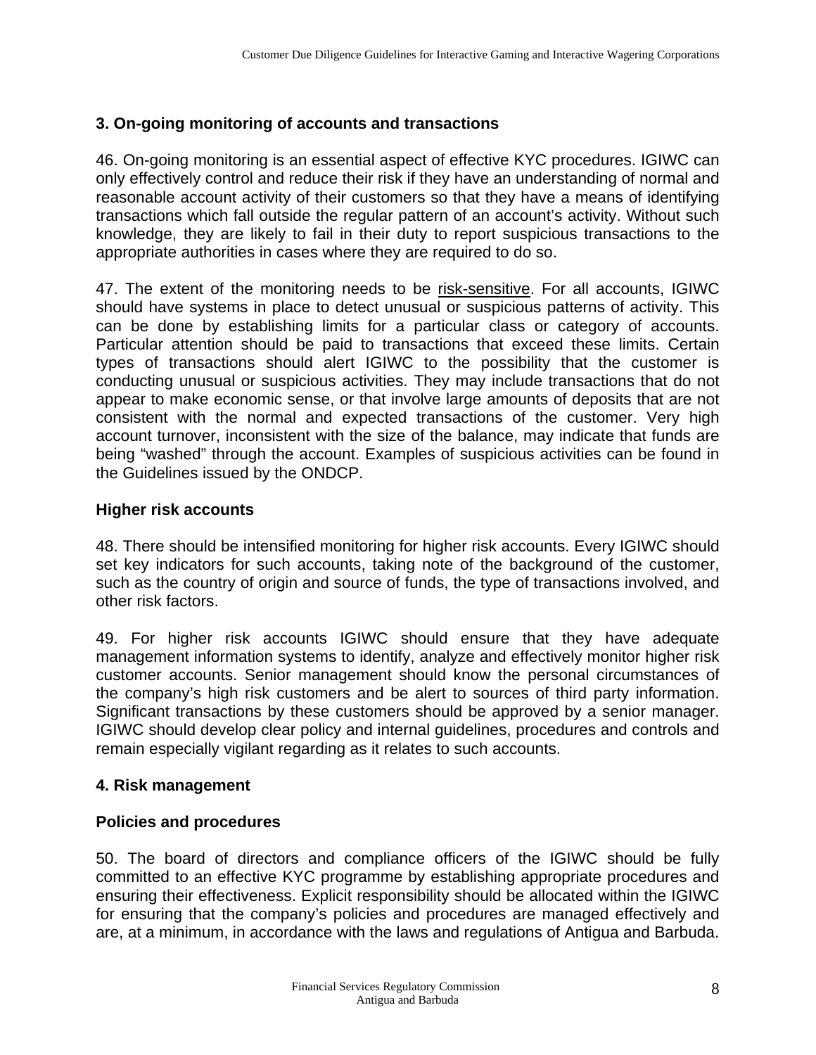### 3. On-going monitoring of accounts and transactions

46. On-going monitoring is an essential aspect of effective KYC procedures. IGIWC can only effectively control and reduce their risk if they have an understanding of normal and reasonable account activity of their customers so that they have a means of identifying transactions which fall outside the regular pattern of an account's activity. Without such knowledge, they are likely to fail in their duty to report suspicious transactions to the appropriate authorities in cases where they are required to do so.

47. The extent of the monitoring needs to be risk-sensitive. For all accounts, IGIWC should have systems in place to detect unusual or suspicious patterns of activity. This can be done by establishing limits for a particular class or category of accounts. Particular attention should be paid to transactions that exceed these limits. Certain types of transactions should alert IGIWC to the possibility that the customer is conducting unusual or suspicious activities. They may include transactions that do not appear to make economic sense, or that involve large amounts of deposits that are not consistent with the normal and expected transactions of the customer. Very high account turnover, inconsistent with the size of the balance, may indicate that funds are being "washed" through the account. Examples of suspicious activities can be found in the Guidelines issued by the ONDCP.

#### Higher risk accounts

48. There should be intensified monitoring for higher risk accounts. Every IGIWC should set key indicators for such accounts, taking note of the background of the customer, such as the country of origin and source of funds, the type of transactions involved, and other risk factors.

49. For higher risk accounts IGIWC should ensure that they have adequate management information systems to identify, analyze and effectively monitor higher risk customer accounts. Senior management should know the personal circumstances of the company's high risk customers and be alert to sources of third party information. Significant transactions by these customers should be approved by a senior manager. IGIWC should develop clear policy and internal guidelines, procedures and controls and remain especially vigilant regarding as it relates to such accounts.

### 4. Risk management

#### Policies and procedures

50. The board of directors and compliance officers of the IGIWC should be fully committed to an effective KYC programme by establishing appropriate procedures and ensuring their effectiveness. Explicit responsibility should be allocated within the IGIWC for ensuring that the company's policies and procedures are managed effectively and are, at a minimum, in accordance with the laws and regulations of Antigua and Barbuda.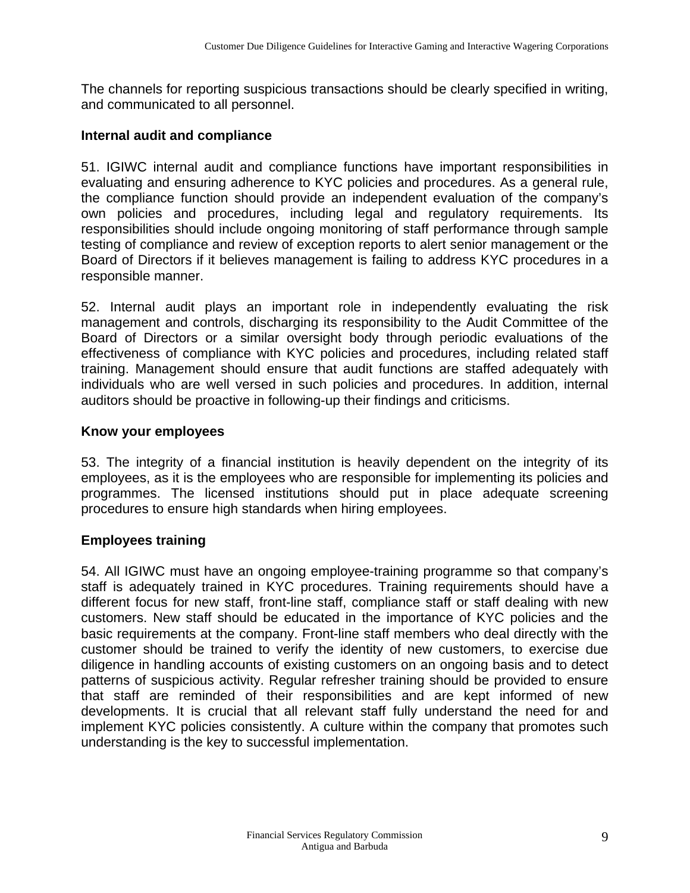The channels for reporting suspicious transactions should be clearly specified in writing, and communicated to all personnel.

### Internal audit and compliance

51. IGIWC internal audit and compliance functions have important responsibilities in evaluating and ensuring adherence to KYC policies and procedures. As a general rule, the compliance function should provide an independent evaluation of the company's own policies and procedures, including legal and regulatory requirements. Its responsibilities should include ongoing monitoring of staff performance through sample testing of compliance and review of exception reports to alert senior management or the Board of Directors if it believes management is failing to address KYC procedures in a responsible manner.

52. Internal audit plays an important role in independently evaluating the risk management and controls, discharging its responsibility to the Audit Committee of the Board of Directors or a similar oversight body through periodic evaluations of the effectiveness of compliance with KYC policies and procedures, including related staff training. Management should ensure that audit functions are staffed adequately with individuals who are well versed in such policies and procedures. In addition, internal auditors should be proactive in following-up their findings and criticisms.

### Know your employees

53. The integrity of a financial institution is heavily dependent on the integrity of its employees, as it is the employees who are responsible for implementing its policies and programmes. The licensed institutions should put in place adequate screening procedures to ensure high standards when hiring employees.

### Employees training

54. All IGIWC must have an ongoing employee-training programme so that company's staff is adequately trained in KYC procedures. Training requirements should have a different focus for new staff, front-line staff, compliance staff or staff dealing with new customers. New staff should be educated in the importance of KYC policies and the basic requirements at the company. Front-line staff members who deal directly with the customer should be trained to verify the identity of new customers, to exercise due diligence in handling accounts of existing customers on an ongoing basis and to detect patterns of suspicious activity. Regular refresher training should be provided to ensure that staff are reminded of their responsibilities and are kept informed of new developments. It is crucial that all relevant staff fully understand the need for and implement KYC policies consistently. A culture within the company that promotes such understanding is the key to successful implementation.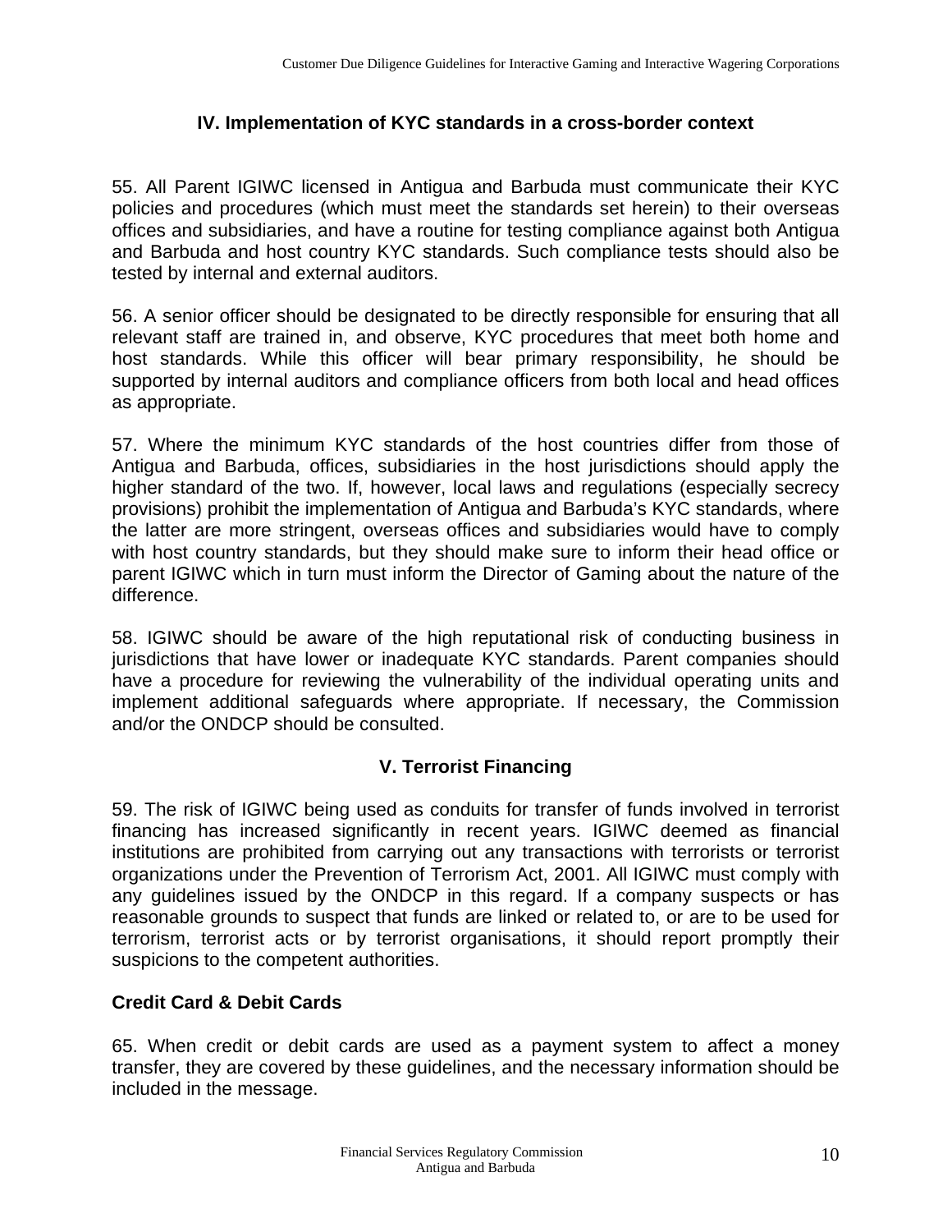## IV. Implementation of KYC standards in a cross-border context

55. All Parent IGIWC licensed in Antigua and Barbuda must communicate their KYC policies and procedures (which must meet the standards set herein) to their overseas offices and subsidiaries, and have a routine for testing compliance against both Antigua and Barbuda and host country KYC standards. Such compliance tests should also be tested by internal and external auditors.

56. A senior officer should be designated to be directly responsible for ensuring that all relevant staff are trained in, and observe, KYC procedures that meet both home and host standards. While this officer will bear primary responsibility, he should be supported by internal auditors and compliance officers from both local and head offices as appropriate.

57. Where the minimum KYC standards of the host countries differ from those of Antigua and Barbuda, offices, subsidiaries in the host jurisdictions should apply the higher standard of the two. If, however, local laws and regulations (especially secrecy provisions) prohibit the implementation of Antigua and Barbuda's KYC standards, where the latter are more stringent, overseas offices and subsidiaries would have to comply with host country standards, but they should make sure to inform their head office or parent IGIWC which in turn must inform the Director of Gaming about the nature of the difference.

58. IGIWC should be aware of the high reputational risk of conducting business in jurisdictions that have lower or inadequate KYC standards. Parent companies should have a procedure for reviewing the vulnerability of the individual operating units and implement additional safeguards where appropriate. If necessary, the Commission and/or the ONDCP should be consulted.

## V. Terrorist Financing

59. The risk of IGIWC being used as conduits for transfer of funds involved in terrorist financing has increased significantly in recent years. IGIWC deemed as financial institutions are prohibited from carrying out any transactions with terrorists or terrorist organizations under the Prevention of Terrorism Act, 2001. All IGIWC must comply with any guidelines issued by the ONDCP in this regard. If a company suspects or has reasonable grounds to suspect that funds are linked or related to, or are to be used for terrorism, terrorist acts or by terrorist organisations, it should report promptly their suspicions to the competent authorities.

### Credit Card & Debit Cards

65. When credit or debit cards are used as a payment system to affect a money transfer, they are covered by these guidelines, and the necessary information should be included in the message.